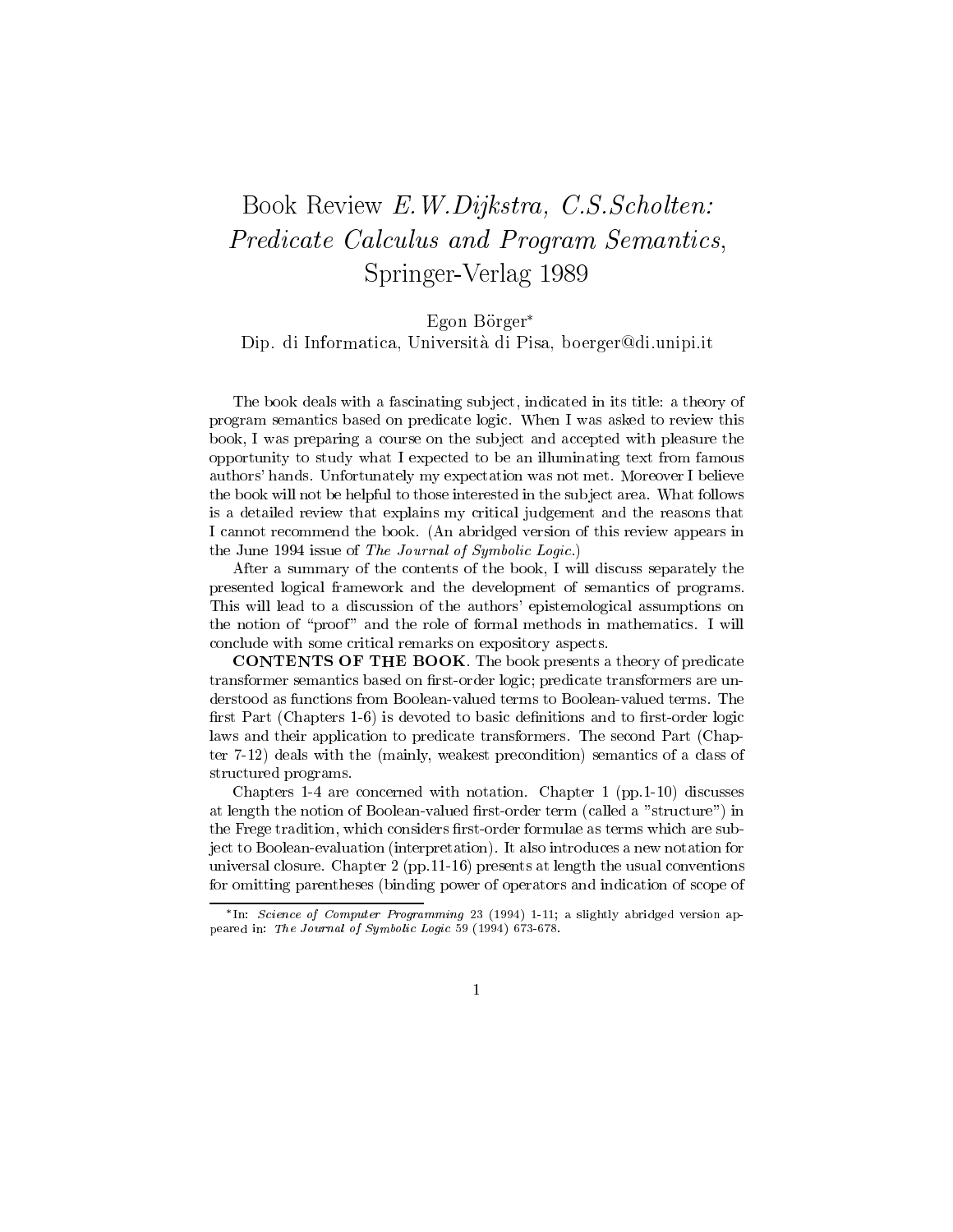# Book Review *E.W.Dijkstra, C.S.Scholten: Predicate Calculus and Program Semantics*, Springer-Verlag 1989

Egon Börger*
Dip. di Informatica, Università di Pisa, boerger@di.unipi.it

The book deals with a fascinating subject, indicated in its title: a theory of program semantics based on predicate logic. When I was asked to review this book, I was preparing a course on the subject and accepted with pleasure the opportunity to study what I expected to be an illuminating text from famous authors' hands. Unfortunately my expectation was not met. Moreover I believe the book will not be helpful to those interested in the subject area. What follows is a detailed review that explains my critical judgement and the reasons that I cannot recommend the book. (An abridged version of this review appears in the June 1994 issue of *The Journal of Symbolic Logic*.)

After a summary of the contents of the book, I will discuss separately the presented logical framework and the development of semantics of programs. This will lead to a discussion of the authors' epistemological assumptions on the notion of "proof" and the role of formal methods in mathematics. I will conclude with some critical remarks on expository aspects.

**CONTENTS OF THE BOOK**. The book presents a theory of predicate transformer semantics based on first-order logic; predicate transformers are understood as functions from Boolean-valued terms to Boolean-valued terms. The first Part (Chapters 1-6) is devoted to basic definitions and to first-order logic laws and their application to predicate transformers. The second Part (Chapter 7-12) deals with the (mainly, weakest precondition) semantics of a class of structured programs.

Chapters 1-4 are concerned with notation. Chapter 1 (pp.1-10) discusses at length the notion of Boolean-valued first-order term (called a "structure") in the Frege tradition, which considers first-order formulae as terms which are subject to Boolean-evaluation (interpretation). It also introduces a new notation for universal closure. Chapter 2 (pp.11-16) presents at length the usual conventions for omitting parentheses (binding power of operators and indication of scope of

---

*In: *Science of Computer Programming* 23 (1994) 1-11; a slightly abridged version appeared in: *The Journal of Symbolic Logic* 59 (1994) 673-678.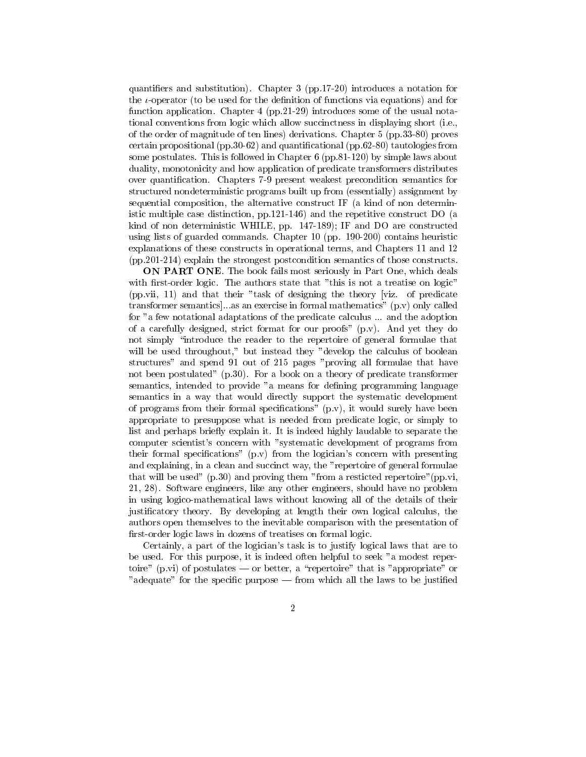quantifiers and substitution). Chapter 3 (pp.17-20) introduces a notation for the $\iota$-operator (to be used for the definition of functions via equations) and for function application. Chapter 4 (pp.21-29) introduces some of the usual notational conventions from logic which allow succinctness in displaying short (i.e., of the order of magnitude of ten lines) derivations. Chapter 5 (pp.33-80) proves certain propositional (pp.30-62) and quantificational (pp.62-80) tautologies from some postulates. This is followed in Chapter 6 (pp.81-120) by simple laws about duality, monotonicity and how application of predicate transformers distributes over quantification. Chapters 7-9 present weakest precondition semantics for structured nondeterministic programs built up from (essentially) assignment by sequential composition, the alternative construct IF (a kind of non deterministic multiple case distinction, pp.121-146) and the repetitive construct DO (a kind of non deterministic WHILE, pp. 147-189); IF and DO are constructed using lists of guarded commands. Chapter 10 (pp. 190-200) contains heuristic explanations of these constructs in operational terms, and Chapters 11 and 12 (pp.201-214) explain the strongest postcondition semantics of those constructs.

**ON PART ONE**. The book fails most seriously in Part One, which deals with first-order logic. The authors state that "this is not a treatise on logic" (pp.vii, 11) and that their "task of designing the theory [viz. of predicate transformer semantics]...as an exercise in formal mathematics" (p.v) only called for "a few notational adaptations of the predicate calculus ... and the adoption of a carefully designed, strict format for our proofs" (p.v). And yet they do not simply "introduce the reader to the repertoire of general formulae that will be used throughout," but instead they "develop the calculus of boolean structures" and spend 91 out of 215 pages "proving all formulae that have not been postulated" (p.30). For a book on a theory of predicate transformer semantics, intended to provide "a means for defining programming language semantics in a way that would directly support the systematic development of programs from their formal specifications" (p.v), it would surely have been appropriate to presuppose what is needed from predicate logic, or simply to list and perhaps briefly explain it. It is indeed highly laudable to separate the computer scientist's concern with "systematic development of programs from their formal specifications" (p.v) from the logician's concern with presenting and explaining, in a clean and succinct way, the "repertoire of general formulae that will be used" (p.30) and proving them "from a resticted repertoire"(pp.vi, 21, 28). Software engineers, like any other engineers, should have no problem in using logico-mathematical laws without knowing all of the details of their justificatory theory. By developing at length their own logical calculus, the authors open themselves to the inevitable comparison with the presentation of first-order logic laws in dozens of treatises on formal logic.

Certainly, a part of the logician's task is to justify logical laws that are to be used. For this purpose, it is indeed often helpful to seek "a modest repertoire" (p.vi) of postulates — or better, a "repertoire" that is "appropriate" or "adequate" for the specific purpose — from which all the laws to be justified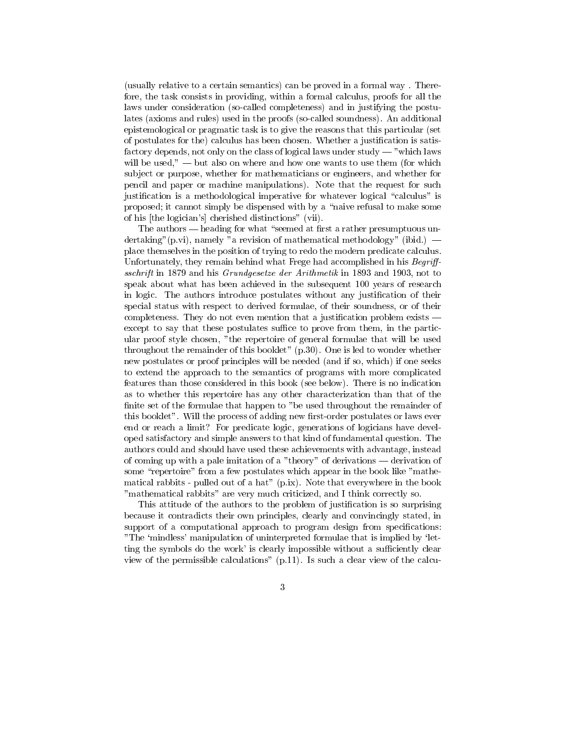(usually relative to a certain semantics) can be proved in a formal way . Therefore, the task consists in providing, within a formal calculus, proofs for all the laws under consideration (so-called completeness) and in justifying the postulates (axioms and rules) used in the proofs (so-called soundness). An additional epistemological or pragmatic task is to give the reasons that this particular (set of postulates for the) calculus has been chosen. Whether a justification is satisfactory depends, not only on the class of logical laws under study — "which laws will be used," — but also on where and how one wants to use them (for which subject or purpose, whether for mathematicians or engineers, and whether for pencil and paper or machine manipulations). Note that the request for such justification is a methodological imperative for whatever logical "calculus" is proposed; it cannot simply be dispensed with by a "naive refusal to make some of his [the logician's] cherished distinctions" (vii).

The authors — heading for what "seemed at first a rather presumptuous undertaking"(p.vi), namely "a revision of mathematical methodology" (ibid.) — place themselves in the position of trying to redo the modern predicate calculus. Unfortunately, they remain behind what Frege had accomplished in his *Begriffsschrift* in 1879 and his *Grundgesetze der Arithmetik* in 1893 and 1903, not to speak about what has been achieved in the subsequent 100 years of research in logic. The authors introduce postulates without any justification of their special status with respect to derived formulae, of their soundness, or of their completeness. They do not even mention that a justification problem exists — except to say that these postulates suffice to prove from them, in the particular proof style chosen, "the repertoire of general formulae that will be used throughout the remainder of this booklet" (p.30). One is led to wonder whether new postulates or proof principles will be needed (and if so, which) if one seeks to extend the approach to the semantics of programs with more complicated features than those considered in this book (see below). There is no indication as to whether this repertoire has any other characterization than that of the finite set of the formulae that happen to "be used throughout the remainder of this booklet". Will the process of adding new first-order postulates or laws ever end or reach a limit? For predicate logic, generations of logicians have developed satisfactory and simple answers to that kind of fundamental question. The authors could and should have used these achievements with advantage, instead of coming up with a pale imitation of a "theory" of derivations — derivation of some "repertoire" from a few postulates which appear in the book like "mathematical rabbits - pulled out of a hat" (p.ix). Note that everywhere in the book "mathematical rabbits" are very much criticized, and I think correctly so.

This attitude of the authors to the problem of justification is so surprising because it contradicts their own principles, clearly and convincingly stated, in support of a computational approach to program design from specifications: "The 'mindless' manipulation of uninterpreted formulae that is implied by 'letting the symbols do the work' is clearly impossible without a sufficiently clear view of the permissible calculations" (p.11). Is such a clear view of the calcu-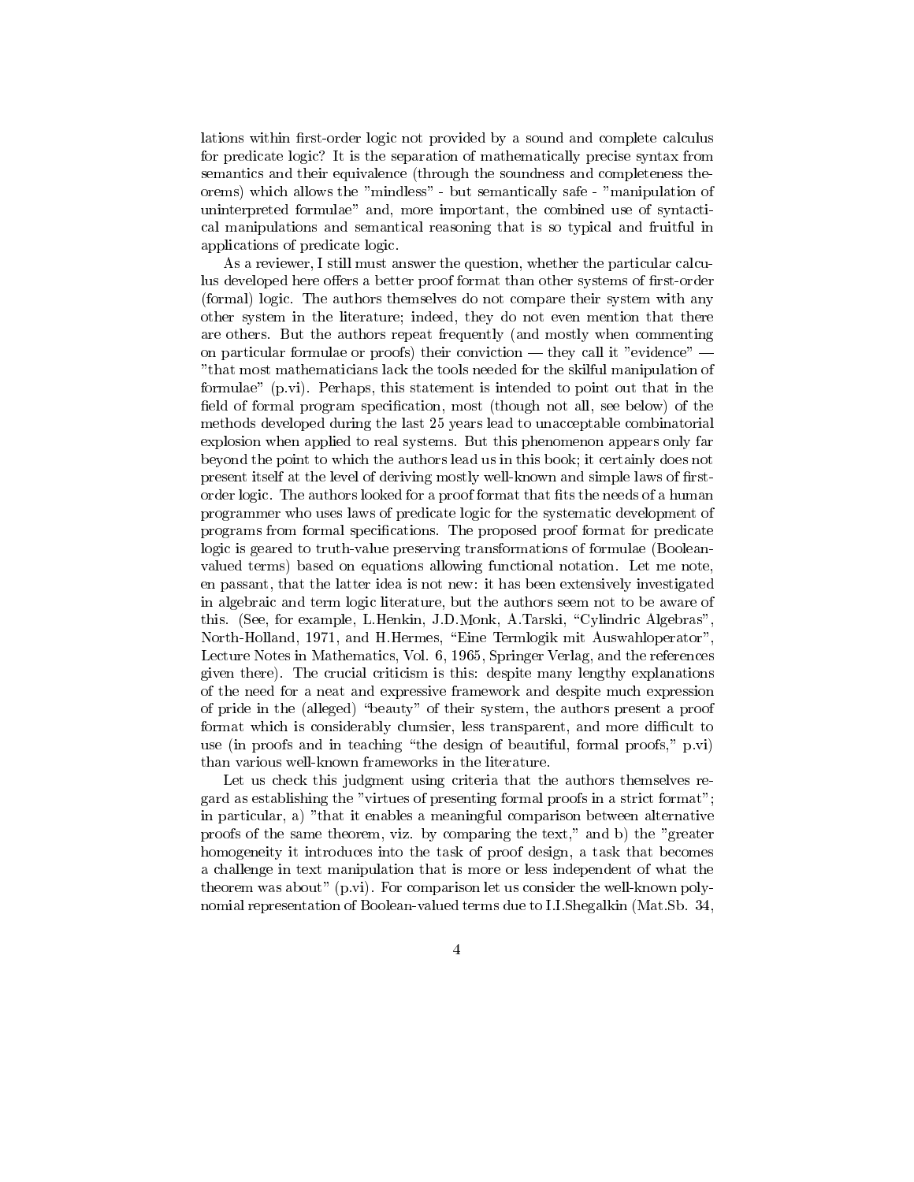lations within first-order logic not provided by a sound and complete calculus for predicate logic? It is the separation of mathematically precise syntax from semantics and their equivalence (through the soundness and completeness theorems) which allows the "mindless" - but semantically safe - "manipulation of uninterpreted formulae" and, more important, the combined use of syntactical manipulations and semantical reasoning that is so typical and fruitful in applications of predicate logic.

As a reviewer, I still must answer the question, whether the particular calculus developed here offers a better proof format than other systems of first-order (formal) logic. The authors themselves do not compare their system with any other system in the literature; indeed, they do not even mention that there are others. But the authors repeat frequently (and mostly when commenting on particular formulae or proofs) their conviction — they call it "evidence" — "that most mathematicians lack the tools needed for the skilful manipulation of formulae" (p.vi). Perhaps, this statement is intended to point out that in the field of formal program specification, most (though not all, see below) of the methods developed during the last 25 years lead to unacceptable combinatorial explosion when applied to real systems. But this phenomenon appears only far beyond the point to which the authors lead us in this book; it certainly does not present itself at the level of deriving mostly well-known and simple laws of first-order logic. The authors looked for a proof format that fits the needs of a human programmer who uses laws of predicate logic for the systematic development of programs from formal specifications. The proposed proof format for predicate logic is geared to truth-value preserving transformations of formulae (Boolean-valued terms) based on equations allowing functional notation. Let me note, en passant, that the latter idea is not new: it has been extensively investigated in algebraic and term logic literature, but the authors seem not to be aware of this. (See, for example, L.Henkin, J.D.Monk, A.Tarski, "Cylindric Algebras", North-Holland, 1971, and H.Hermes, "Eine Termlogik mit Auswahloperator", Lecture Notes in Mathematics, Vol. 6, 1965, Springer Verlag, and the references given there). The crucial criticism is this: despite many lengthy explanations of the need for a neat and expressive framework and despite much expression of pride in the (alleged) "beauty" of their system, the authors present a proof format which is considerably clumsier, less transparent, and more difficult to use (in proofs and in teaching "the design of beautiful, formal proofs," p.vi) than various well-known frameworks in the literature.

Let us check this judgment using criteria that the authors themselves regard as establishing the "virtues of presenting formal proofs in a strict format"; in particular, a) "that it enables a meaningful comparison between alternative proofs of the same theorem, viz. by comparing the text," and b) the "greater homogeneity it introduces into the task of proof design, a task that becomes a challenge in text manipulation that is more or less independent of what the theorem was about" (p.vi). For comparison let us consider the well-known polynomial representation of Boolean-valued terms due to I.I.Shegalkin (Mat.Sb. 34,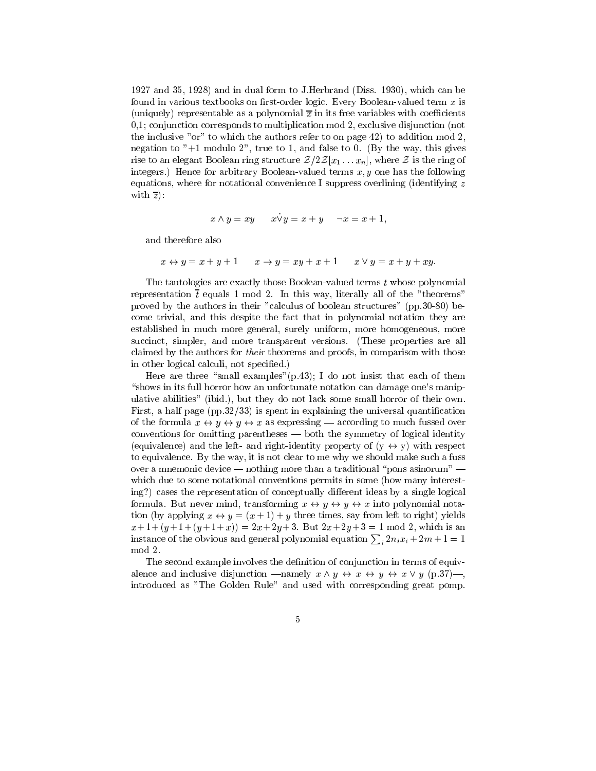1927 and 35, 1928) and in dual form to J.Herbrand (Diss. 1930), which can be found in various textbooks on first-order logic. Every Boolean-valued term $x$ is (uniquely) representable as a polynomial $\overline{x}$ in its free variables with coefficients 0,1; conjunction corresponds to multiplication mod 2, exclusive disjunction (not the inclusive "or" to which the authors refer to on page 42) to addition mod 2, negation to "+1 modulo 2", true to 1, and false to 0. (By the way, this gives rise to an elegant Boolean ring structure $\mathcal{Z}/2\mathcal{Z}[x_1 \dots x_n]$, where $\mathcal{Z}$ is the ring of integers.) Hence for arbitrary Boolean-valued terms $x, y$ one has the following equations, where for notational convenience I suppress overlining (identifying $z$ with $\overline{z}$):

$$x \wedge y = xy \qquad x \dot{\vee} y = x + y \qquad \neg x = x + 1,$$

and therefore also

$$x \leftrightarrow y = x + y + 1 \qquad x \rightarrow y = xy + x + 1 \qquad x \vee y = x + y + xy.$$

The tautologies are exactly those Boolean-valued terms $t$ whose polynomial representation $\overline{t}$ equals 1 mod 2. In this way, literally all of the "theorems" proved by the authors in their "calculus of boolean structures" (pp.30-80) become trivial, and this despite the fact that in polynomial notation they are established in much more general, surely uniform, more homogeneous, more succinct, simpler, and more transparent versions. (These properties are all claimed by the authors for *their* theorems and proofs, in comparison with those in other logical calculi, not specified.)

Here are three "small examples"(p.43); I do not insist that each of them "shows in its full horror how an unfortunate notation can damage one's manipulative abilities" (ibid.), but they do not lack some small horror of their own. First, a half page (pp.32/33) is spent in explaining the universal quantification of the formula $x \leftrightarrow y \leftrightarrow y \leftrightarrow x$ as expressing — according to much fussed over conventions for omitting parentheses — both the symmetry of logical identity (equivalence) and the left- and right-identity property of $(y \leftrightarrow y)$ with respect to equivalence. By the way, it is not clear to me why we should make such a fuss over a mnemonic device — nothing more than a traditional "pons asinorum" — which due to some notational conventions permits in some (how many interesting?) cases the representation of conceptually different ideas by a single logical formula. But never mind, transforming $x \leftrightarrow y \leftrightarrow y \leftrightarrow x$ into polynomial notation (by applying $x \leftrightarrow y = (x+1) + y$ three times, say from left to right) yields $x+1+(y+1+(y+1+x)) = 2x+2y+3$. But $2x+2y+3 = 1$ mod 2, which is an instance of the obvious and general polynomial equation $\sum_i 2n_i x_i + 2m + 1 = 1$ mod 2.

The second example involves the definition of conjunction in terms of equivalence and inclusive disjunction —namely $x \wedge y \leftrightarrow x \leftrightarrow y \leftrightarrow x \vee y$ (p.37)—, introduced as "The Golden Rule" and used with corresponding great pomp.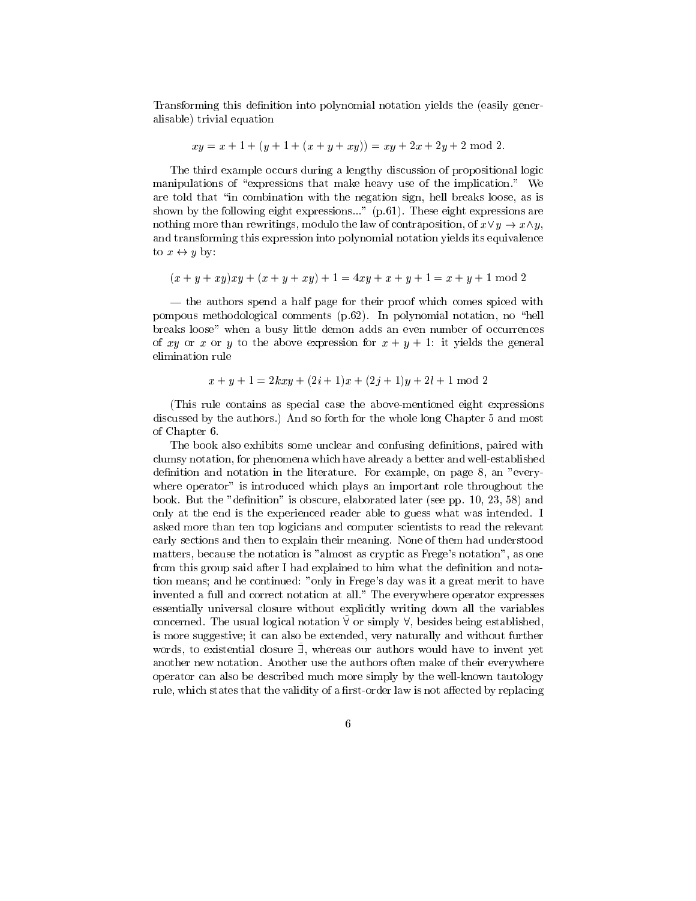Transforming this definition into polynomial notation yields the (easily generalisable) trivial equation

$$xy = x + 1 + (y + 1 + (x + y + xy)) = xy + 2x + 2y + 2 \bmod 2.$$

The third example occurs during a lengthy discussion of propositional logic manipulations of "expressions that make heavy use of the implication." We are told that "in combination with the negation sign, hell breaks loose, as is shown by the following eight expressions..." (p.61). These eight expressions are nothing more than rewritings, modulo the law of contraposition, of $x \vee y \rightarrow x \wedge y$, and transforming this expression into polynomial notation yields its equivalence to $x \leftrightarrow y$ by:

$$(x + y + xy)xy + (x + y + xy) + 1 = 4xy + x + y + 1 = x + y + 1 \bmod 2$$

— the authors spend a half page for their proof which comes spiced with pompous methodological comments (p.62). In polynomial notation, no "hell breaks loose" when a busy little demon adds an even number of occurrences of $xy$ or $x$ or $y$ to the above expression for $x + y + 1$: it yields the general elimination rule

$$x + y + 1 = 2kxy + (2i + 1)x + (2j + 1)y + 2l + 1 \bmod 2$$

(This rule contains as special case the above-mentioned eight expressions discussed by the authors.) And so forth for the whole long Chapter 5 and most of Chapter 6.

The book also exhibits some unclear and confusing definitions, paired with clumsy notation, for phenomena which have already a better and well-established definition and notation in the literature. For example, on page 8, an "everywhere operator" is introduced which plays an important role throughout the book. But the "definition" is obscure, elaborated later (see pp. 10, 23, 58) and only at the end is the experienced reader able to guess what was intended. I asked more than ten top logicians and computer scientists to read the relevant early sections and then to explain their meaning. None of them had understood matters, because the notation is "almost as cryptic as Frege's notation", as one from this group said after I had explained to him what the definition and notation means; and he continued: "only in Frege's day was it a great merit to have invented a full and correct notation at all." The everywhere operator expresses essentially universal closure without explicitly writing down all the variables concerned. The usual logical notation $\bar{\forall}$ or simply $\forall$, besides being established, is more suggestive; it can also be extended, very naturally and without further words, to existential closure $\bar{\exists}$, whereas our authors would have to invent yet another new notation. Another use the authors often make of their everywhere operator can also be described much more simply by the well-known tautology rule, which states that the validity of a first-order law is not affected by replacing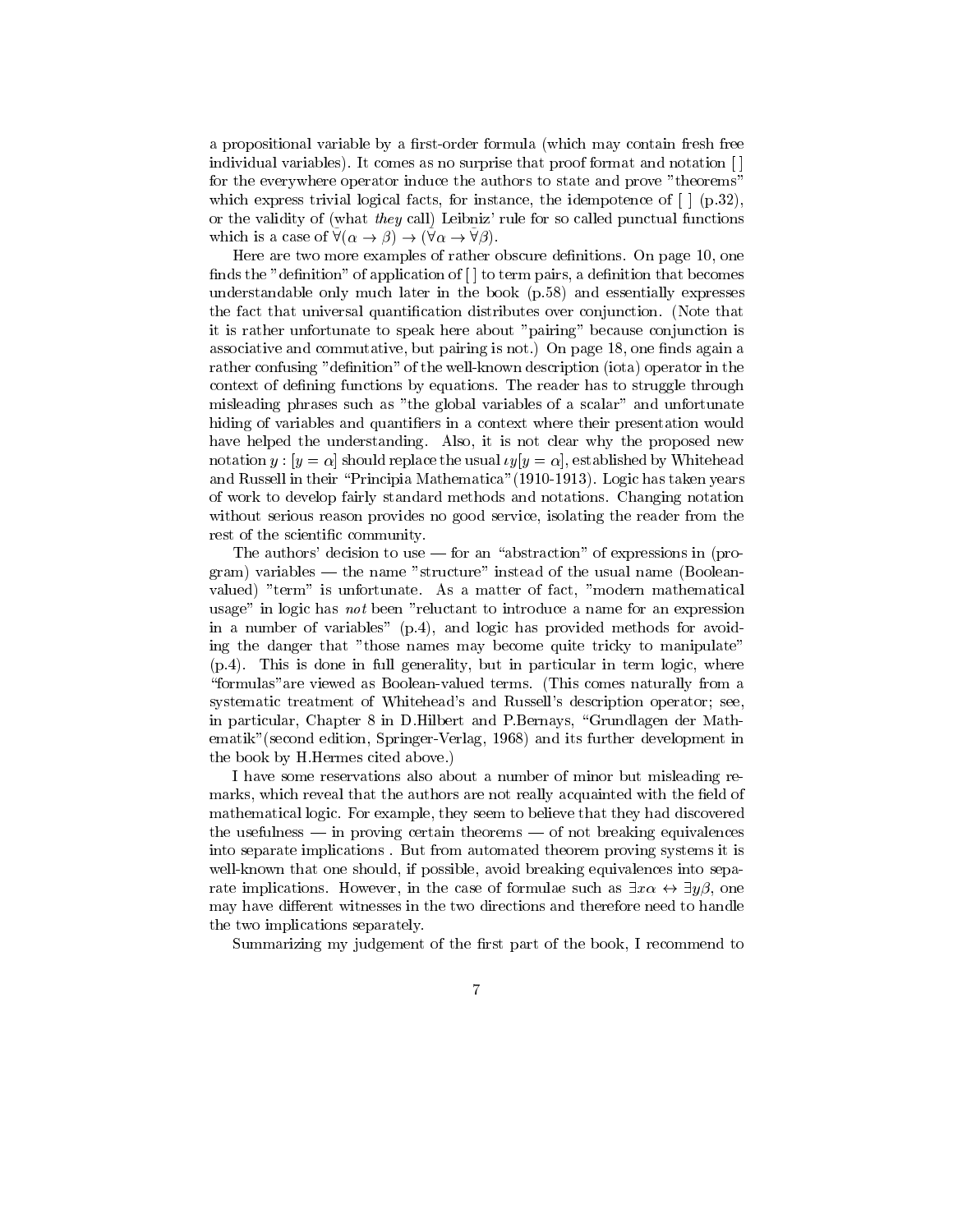a propositional variable by a first-order formula (which may contain fresh free individual variables). It comes as no surprise that proof format and notation [ ] for the everywhere operator induce the authors to state and prove "theorems" which express trivial logical facts, for instance, the idempotence of [ ] (p.32), or the validity of (what *they* call) Leibniz' rule for so called punctual functions which is a case of $\bar{\forall}(\alpha \rightarrow \beta) \rightarrow (\bar{\forall}\alpha \rightarrow \bar{\forall}\beta)$.

Here are two more examples of rather obscure definitions. On page 10, one finds the "definition" of application of [ ] to term pairs, a definition that becomes understandable only much later in the book (p.58) and essentially expresses the fact that universal quantification distributes over conjunction. (Note that it is rather unfortunate to speak here about "pairing" because conjunction is associative and commutative, but pairing is not.) On page 18, one finds again a rather confusing "definition" of the well-known description (iota) operator in the context of defining functions by equations. The reader has to struggle through misleading phrases such as "the global variables of a scalar" and unfortunate hiding of variables and quantifiers in a context where their presentation would have helped the understanding. Also, it is not clear why the proposed new notation $y : [y = \alpha]$ should replace the usual $\iota y[y = \alpha]$, established by Whitehead and Russell in their "Principia Mathematica" (1910-1913). Logic has taken years of work to develop fairly standard methods and notations. Changing notation without serious reason provides no good service, isolating the reader from the rest of the scientific community.

The authors' decision to use — for an "abstraction" of expressions in (program) variables — the name "structure" instead of the usual name (Boolean-valued) "term" is unfortunate. As a matter of fact, "modern mathematical usage" in logic has *not* been "reluctant to introduce a name for an expression in a number of variables" (p.4), and logic has provided methods for avoiding the danger that "those names may become quite tricky to manipulate" (p.4). This is done in full generality, but in particular in term logic, where "formulas" are viewed as Boolean-valued terms. (This comes naturally from a systematic treatment of Whitehead's and Russell's description operator; see, in particular, Chapter 8 in D.Hilbert and P.Bernays, "Grundlagen der Mathematik" (second edition, Springer-Verlag, 1968) and its further development in the book by H.Hermes cited above.)

I have some reservations also about a number of minor but misleading remarks, which reveal that the authors are not really acquainted with the field of mathematical logic. For example, they seem to believe that they had discovered the usefulness — in proving certain theorems — of not breaking equivalences into separate implications . But from automated theorem proving systems it is well-known that one should, if possible, avoid breaking equivalences into separate implications. However, in the case of formulae such as $\exists x\alpha \leftrightarrow \exists y\beta$, one may have different witnesses in the two directions and therefore need to handle the two implications separately.

Summarizing my judgement of the first part of the book, I recommend to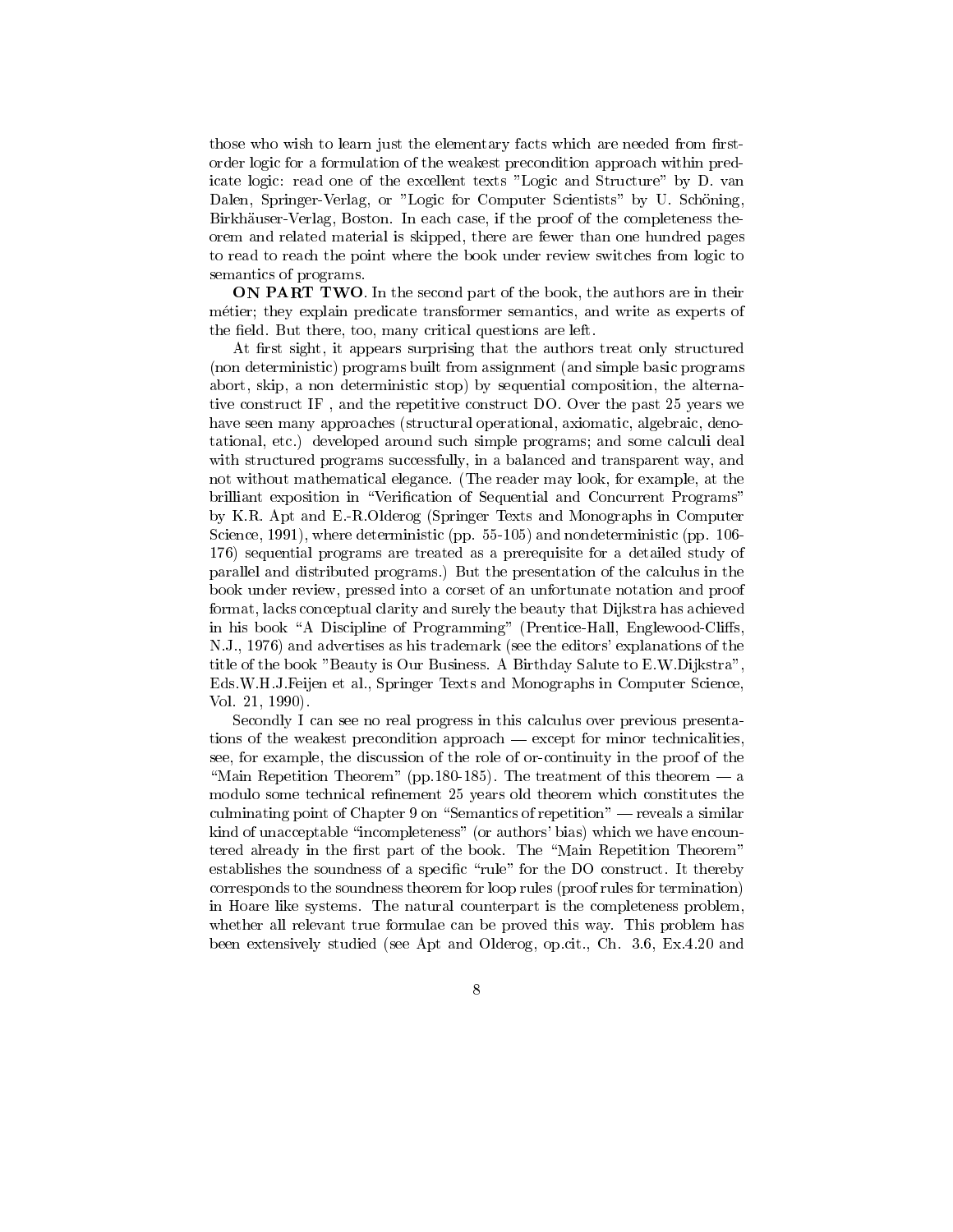those who wish to learn just the elementary facts which are needed from first-order logic for a formulation of the weakest precondition approach within predicate logic: read one of the excellent texts "Logic and Structure" by D. van Dalen, Springer-Verlag, or "Logic for Computer Scientists" by U. Schöning, Birkhäuser-Verlag, Boston. In each case, if the proof of the completeness theorem and related material is skipped, there are fewer than one hundred pages to read to reach the point where the book under review switches from logic to semantics of programs.

**ON PART TWO**. In the second part of the book, the authors are in their métier; they explain predicate transformer semantics, and write as experts of the field. But there, too, many critical questions are left.

At first sight, it appears surprising that the authors treat only structured (non deterministic) programs built from assignment (and simple basic programs abort, skip, a non deterministic stop) by sequential composition, the alternative construct IF , and the repetitive construct DO. Over the past 25 years we have seen many approaches (structural operational, axiomatic, algebraic, denotational, etc.) developed around such simple programs; and some calculi deal with structured programs successfully, in a balanced and transparent way, and not without mathematical elegance. (The reader may look, for example, at the brilliant exposition in "Verification of Sequential and Concurrent Programs" by K.R. Apt and E.-R.Olderog (Springer Texts and Monographs in Computer Science, 1991), where deterministic (pp. 55-105) and nondeterministic (pp. 106-176) sequential programs are treated as a prerequisite for a detailed study of parallel and distributed programs.) But the presentation of the calculus in the book under review, pressed into a corset of an unfortunate notation and proof format, lacks conceptual clarity and surely the beauty that Dijkstra has achieved in his book "A Discipline of Programming" (Prentice-Hall, Englewood-Cliffs, N.J., 1976) and advertises as his trademark (see the editors' explanations of the title of the book "Beauty is Our Business. A Birthday Salute to E.W.Dijkstra", Eds.W.H.J.Feijen et al., Springer Texts and Monographs in Computer Science, Vol. 21, 1990).

Secondly I can see no real progress in this calculus over previous presentations of the weakest precondition approach — except for minor technicalities, see, for example, the discussion of the role of or-continuity in the proof of the "Main Repetition Theorem" (pp.180-185). The treatment of this theorem — a modulo some technical refinement 25 years old theorem which constitutes the culminating point of Chapter 9 on "Semantics of repetition" — reveals a similar kind of unacceptable "incompleteness" (or authors' bias) which we have encountered already in the first part of the book. The "Main Repetition Theorem" establishes the soundness of a specific "rule" for the DO construct. It thereby corresponds to the soundness theorem for loop rules (proof rules for termination) in Hoare like systems. The natural counterpart is the completeness problem, whether all relevant true formulae can be proved this way. This problem has been extensively studied (see Apt and Olderog, op.cit., Ch. 3.6, Ex.4.20 and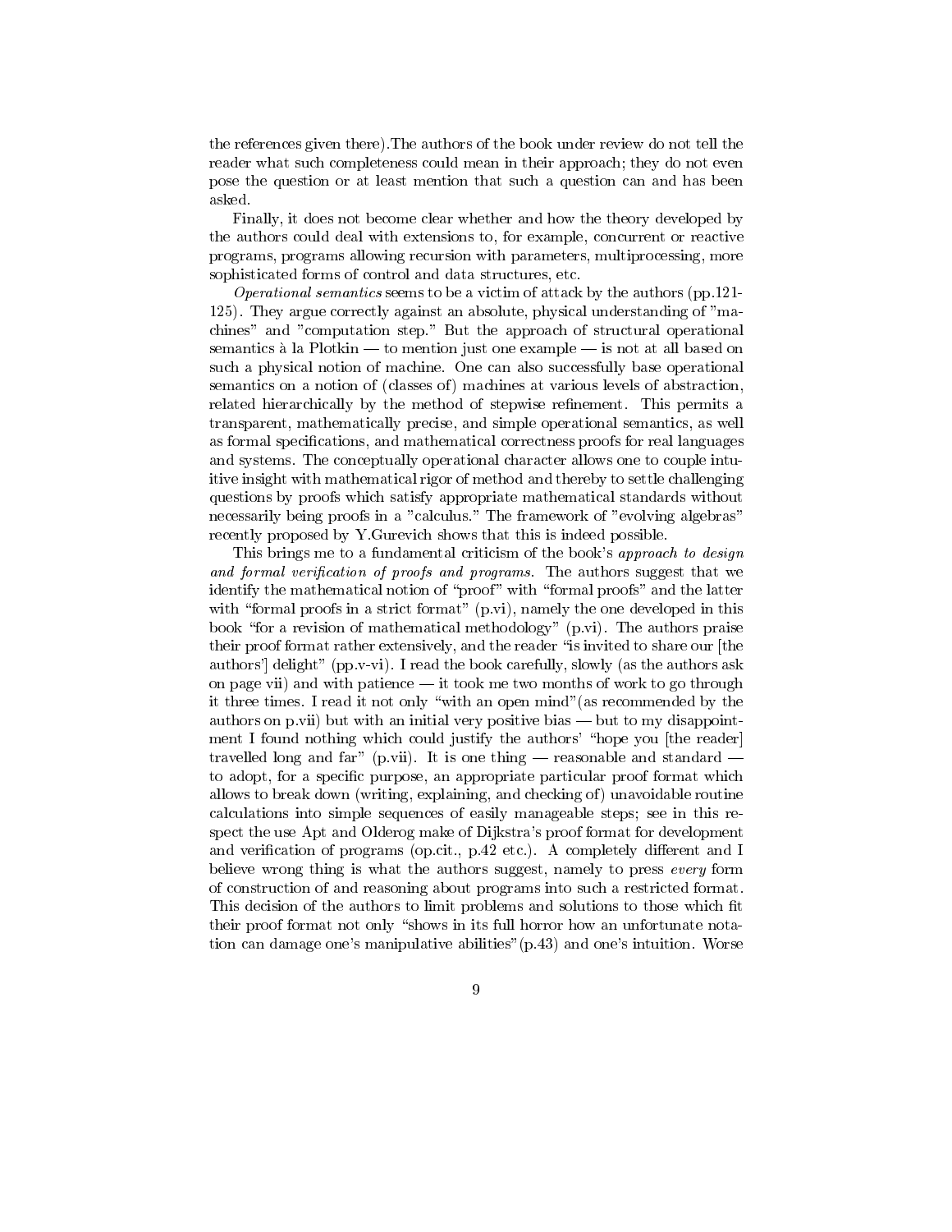the references given there).The authors of the book under review do not tell the reader what such completeness could mean in their approach; they do not even pose the question or at least mention that such a question can and has been asked.

Finally, it does not become clear whether and how the theory developed by the authors could deal with extensions to, for example, concurrent or reactive programs, programs allowing recursion with parameters, multiprocessing, more sophisticated forms of control and data structures, etc.

*Operational semantics* seems to be a victim of attack by the authors (pp.121-125). They argue correctly against an absolute, physical understanding of "machines" and "computation step." But the approach of structural operational semantics à la Plotkin — to mention just one example — is not at all based on such a physical notion of machine. One can also successfully base operational semantics on a notion of (classes of) machines at various levels of abstraction, related hierarchically by the method of stepwise refinement. This permits a transparent, mathematically precise, and simple operational semantics, as well as formal specifications, and mathematical correctness proofs for real languages and systems. The conceptually operational character allows one to couple intuitive insight with mathematical rigor of method and thereby to settle challenging questions by proofs which satisfy appropriate mathematical standards without necessarily being proofs in a "calculus." The framework of "evolving algebras" recently proposed by Y.Gurevich shows that this is indeed possible.

This brings me to a fundamental criticism of the book's *approach to design and formal verification of proofs and programs*. The authors suggest that we identify the mathematical notion of "proof" with "formal proofs" and the latter with "formal proofs in a strict format" (p.vi), namely the one developed in this book "for a revision of mathematical methodology" (p.vi). The authors praise their proof format rather extensively, and the reader "is invited to share our [the authors'] delight" (pp.v-vi). I read the book carefully, slowly (as the authors ask on page vii) and with patience — it took me two months of work to go through it three times. I read it not only "with an open mind"(as recommended by the authors on p.vii) but with an initial very positive bias — but to my disappointment I found nothing which could justify the authors' "hope you [the reader] travelled long and far" (p.vii). It is one thing — reasonable and standard — to adopt, for a specific purpose, an appropriate particular proof format which allows to break down (writing, explaining, and checking of) unavoidable routine calculations into simple sequences of easily manageable steps; see in this respect the use Apt and Olderog make of Dijkstra's proof format for development and verification of programs (op.cit., p.42 etc.). A completely different and I believe wrong thing is what the authors suggest, namely to press *every* form of construction of and reasoning about programs into such a restricted format. This decision of the authors to limit problems and solutions to those which fit their proof format not only "shows in its full horror how an unfortunate notation can damage one's manipulative abilities"(p.43) and one's intuition. Worse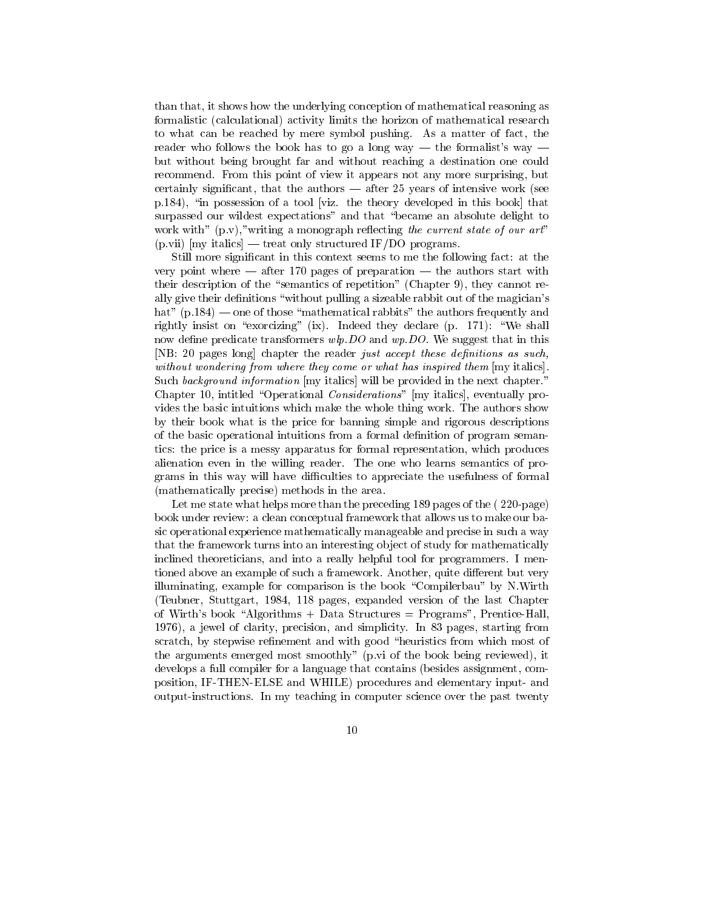than that, it shows how the underlying conception of mathematical reasoning as formalistic (calculational) activity limits the horizon of mathematical research to what can be reached by mere symbol pushing. As a matter of fact, the reader who follows the book has to go a long way — the formalist's way — but without being brought far and without reaching a destination one could recommend. From this point of view it appears not any more surprising, but certainly significant, that the authors — after 25 years of intensive work (see p.184), "in possession of a tool [viz. the theory developed in this book] that surpassed our wildest expectations" and that "became an absolute delight to work with" (p.v),"writing a monograph reflecting *the current state of our art*" (p.vii) [my italics] — treat only structured IF/DO programs.

Still more significant in this context seems to me the following fact: at the very point where — after 170 pages of preparation — the authors start with their description of the "semantics of repetition" (Chapter 9), they cannot really give their definitions "without pulling a sizeable rabbit out of the magician's hat" (p.184) — one of those "mathematical rabbits" the authors frequently and rightly insist on "exorcizing" (ix). Indeed they declare (p. 171): "We shall now define predicate transformers *wlp.DO* and *wp.DO*. We suggest that in this [NB: 20 pages long] chapter the reader *just accept these definitions as such, without wondering from where they come or what has inspired them* [my italics]. Such *background information* [my italics] will be provided in the next chapter." Chapter 10, intitled "Operational *Considerations*" [my italics], eventually provides the basic intuitions which make the whole thing work. The authors show by their book what is the price for banning simple and rigorous descriptions of the basic operational intuitions from a formal definition of program semantics: the price is a messy apparatus for formal representation, which produces alienation even in the willing reader. The one who learns semantics of programs in this way will have difficulties to appreciate the usefulness of formal (mathematically precise) methods in the area.

Let me state what helps more than the preceding 189 pages of the ( 220-page) book under review: a clean conceptual framework that allows us to make our basic operational experience mathematically manageable and precise in such a way that the framework turns into an interesting object of study for mathematically inclined theoreticians, and into a really helpful tool for programmers. I mentioned above an example of such a framework. Another, quite different but very illuminating, example for comparison is the book "Compilerbau" by N.Wirth (Teubner, Stuttgart, 1984, 118 pages, expanded version of the last Chapter of Wirth's book "Algorithms + Data Structures = Programs", Prentice-Hall, 1976), a jewel of clarity, precision, and simplicity. In 83 pages, starting from scratch, by stepwise refinement and with good "heuristics from which most of the arguments emerged most smoothly" (p.vi of the book being reviewed), it develops a full compiler for a language that contains (besides assignment, composition, IF-THEN-ELSE and WHILE) procedures and elementary input- and output-instructions. In my teaching in computer science over the past twenty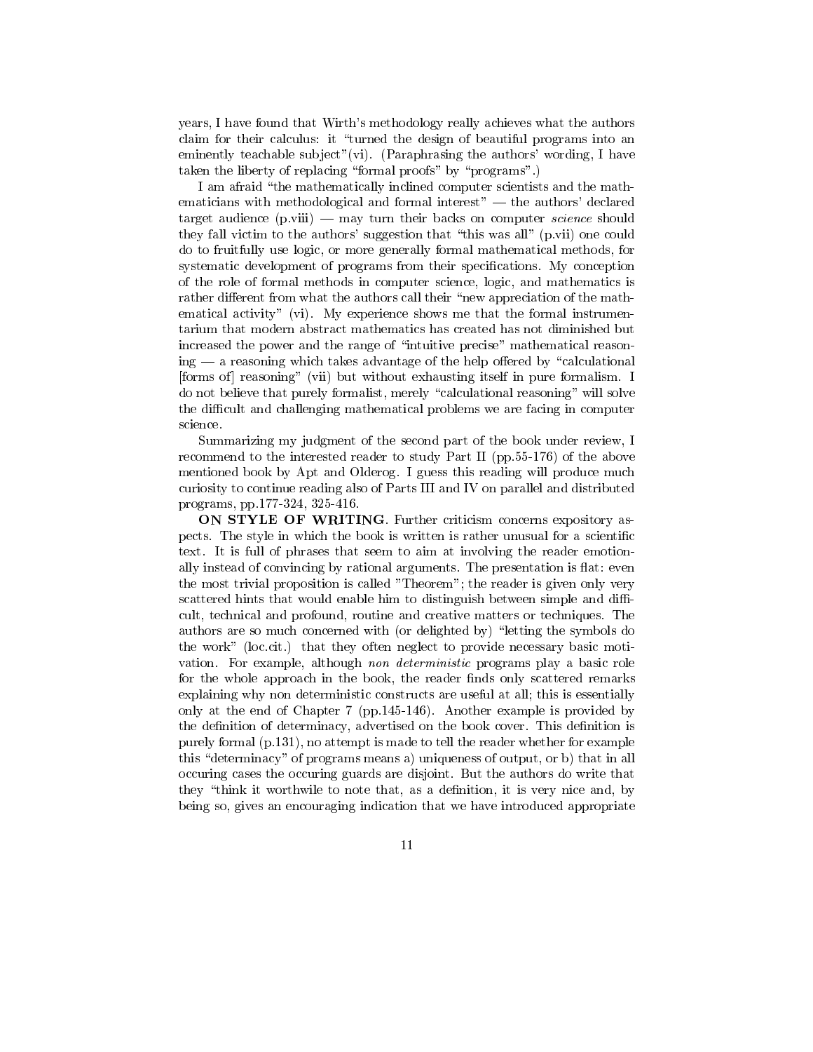years, I have found that Wirth's methodology really achieves what the authors claim for their calculus: it "turned the design of beautiful programs into an eminently teachable subject"(vi). (Paraphrasing the authors' wording, I have taken the liberty of replacing "formal proofs" by "programs".)

I am afraid "the mathematically inclined computer scientists and the mathematicians with methodological and formal interest" — the authors' declared target audience (p.viii) — may turn their backs on computer *science* should they fall victim to the authors' suggestion that "this was all" (p.vii) one could do to fruitfully use logic, or more generally formal mathematical methods, for systematic development of programs from their specifications. My conception of the role of formal methods in computer science, logic, and mathematics is rather different from what the authors call their "new appreciation of the mathematical activity" (vi). My experience shows me that the formal instrumentarium that modern abstract mathematics has created has not diminished but increased the power and the range of "intuitive precise" mathematical reasoning — a reasoning which takes advantage of the help offered by "calculational [forms of] reasoning" (vii) but without exhausting itself in pure formalism. I do not believe that purely formalist, merely "calculational reasoning" will solve the difficult and challenging mathematical problems we are facing in computer science.

Summarizing my judgment of the second part of the book under review, I recommend to the interested reader to study Part II (pp.55-176) of the above mentioned book by Apt and Olderog. I guess this reading will produce much curiosity to continue reading also of Parts III and IV on parallel and distributed programs, pp.177-324, 325-416.

**ON STYLE OF WRITING**. Further criticism concerns expository aspects. The style in which the book is written is rather unusual for a scientific text. It is full of phrases that seem to aim at involving the reader emotionally instead of convincing by rational arguments. The presentation is flat: even the most trivial proposition is called "Theorem"; the reader is given only very scattered hints that would enable him to distinguish between simple and difficult, technical and profound, routine and creative matters or techniques. The authors are so much concerned with (or delighted by) "letting the symbols do the work" (loc.cit.) that they often neglect to provide necessary basic motivation. For example, although *non deterministic* programs play a basic role for the whole approach in the book, the reader finds only scattered remarks explaining why non deterministic constructs are useful at all; this is essentially only at the end of Chapter 7 (pp.145-146). Another example is provided by the definition of determinacy, advertised on the book cover. This definition is purely formal (p.131), no attempt is made to tell the reader whether for example this "determinacy" of programs means a) uniqueness of output, or b) that in all occuring cases the occuring guards are disjoint. But the authors do write that they "think it worthwile to note that, as a definition, it is very nice and, by being so, gives an encouraging indication that we have introduced appropriate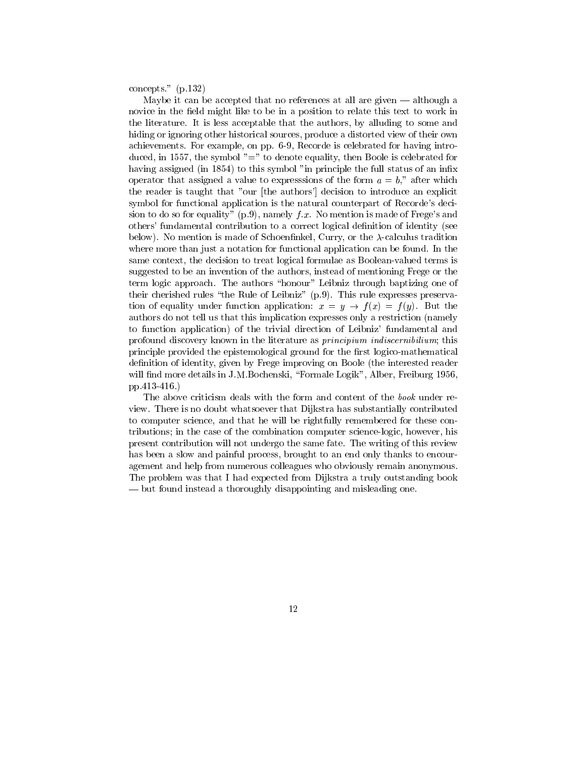concepts." (p.132)

Maybe it can be accepted that no references at all are given — although a novice in the field might like to be in a position to relate this text to work in the literature. It is less acceptable that the authors, by alluding to some and hiding or ignoring other historical sources, produce a distorted view of their own achievements. For example, on pp. 6-9, Recorde is celebrated for having introduced, in 1557, the symbol "=" to denote equality, then Boole is celebrated for having assigned (in 1854) to this symbol "in principle the full status of an infix operator that assigned a value to expresssions of the form $a = b$," after which the reader is taught that "our [the authors'] decision to introduce an explicit symbol for functional application is the natural counterpart of Recorde's decision to do so for equality" (p.9), namely $f.x$. No mention is made of Frege's and others' fundamental contribution to a correct logical definition of identity (see below). No mention is made of Schoenfinkel, Curry, or the $\lambda$-calculus tradition where more than just a notation for functional application can be found. In the same context, the decision to treat logical formulae as Boolean-valued terms is suggested to be an invention of the authors, instead of mentioning Frege or the term logic approach. The authors "honour" Leibniz through baptizing one of their cherished rules "the Rule of Leibniz" (p.9). This rule expresses preservation of equality under function application: $x = y \rightarrow f(x) = f(y)$. But the authors do not tell us that this implication expresses only a restriction (namely to function application) of the trivial direction of Leibniz' fundamental and profound discovery known in the literature as *principium indiscernibilium*; this principle provided the epistemological ground for the first logico-mathematical definition of identity, given by Frege improving on Boole (the interested reader will find more details in J.M.Bochenski, "Formale Logik", Alber, Freiburg 1956, pp.413-416.)

The above criticism deals with the form and content of the *book* under review. There is no doubt whatsoever that Dijkstra has substantially contributed to computer science, and that he will be rightfully remembered for these contributions; in the case of the combination computer science-logic, however, his present contribution will not undergo the same fate. The writing of this review has been a slow and painful process, brought to an end only thanks to encouragement and help from numerous colleagues who obviously remain anonymous. The problem was that I had expected from Dijkstra a truly outstanding book — but found instead a thoroughly disappointing and misleading one.